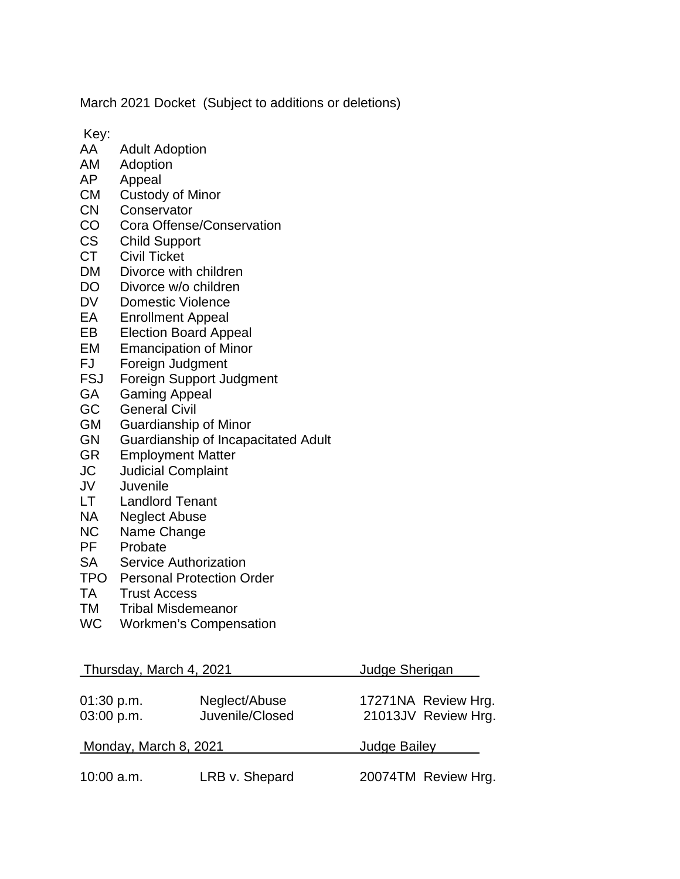March 2021 Docket (Subject to additions or deletions)

Key:

| | |
|---|---|
| AA | Adult Adoption |
| AM | Adoption |
| AP | Appeal |
| CM | Custody of Minor |
| CN | Conservator |
| CO | Cora Offense/Conservation |
| CS | Child Support |
| CT | Civil Ticket |
| DM | Divorce with children |
| DO | Divorce w/o children |
| DV | Domestic Violence |
| EA | Enrollment Appeal |
| EB | Election Board Appeal |
| EM | Emancipation of Minor |
| FJ | Foreign Judgment |
| FSJ | Foreign Support Judgment |
| GA | Gaming Appeal |
| GC | General Civil |
| GM | Guardianship of Minor |
| GN | Guardianship of Incapacitated Adult |
| GR | Employment Matter |
| JC | Judicial Complaint |
| JV | Juvenile |
| LT | Landlord Tenant |
| NA | Neglect Abuse |
| NC | Name Change |
| PF | Probate |
| SA | Service Authorization |
| TPO | Personal Protection Order |
| TA | Trust Access |
| TM | Tribal Misdemeanor |
| WC | Workmen's Compensation |

| Thursday, March 4, 2021 | | Judge Sherigan |
|---|---|---|
| 01:30 p.m. | Neglect/Abuse | 17271NA Review Hrg. |
| 03:00 p.m. | Juvenile/Closed | 21013JV Review Hrg. |

| Monday, March 8, 2021 | | Judge Bailey |
|---|---|---|
| 10:00 a.m. | LRB v. Shepard | 20074TM Review Hrg. |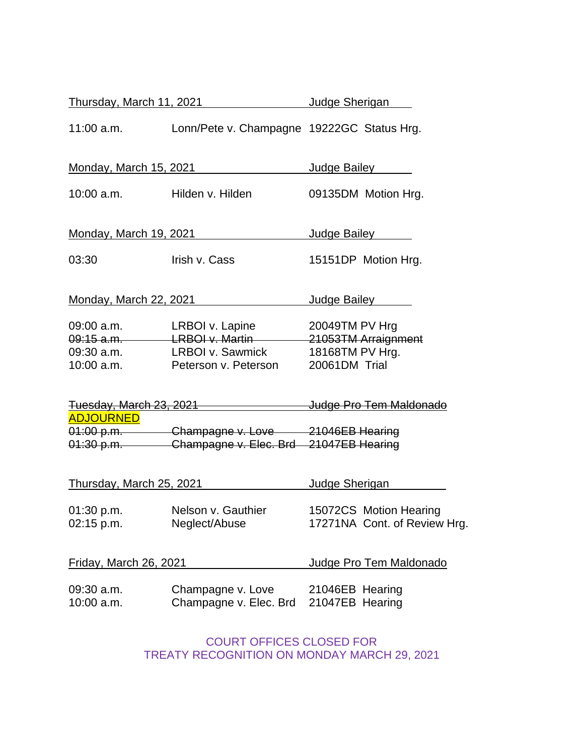Thursday, March 11, 2021 — Judge Sherigan

| | | |
|---|---|---|
| 11:00 a.m. | Lonn/Pete v. Champagne | 19222GC Status Hrg. |

Monday, March 15, 2021 — Judge Bailey

| | | |
|---|---|---|
| 10:00 a.m. | Hilden v. Hilden | 09135DM Motion Hrg. |

Monday, March 19, 2021 — Judge Bailey

| | | |
|---|---|---|
| 03:30 | Irish v. Cass | 15151DP Motion Hrg. |

Monday, March 22, 2021 — Judge Bailey

| | | |
|---|---|---|
| 09:00 a.m. | LRBOI v. Lapine | 20049TM PV Hrg |
| ~~09:15 a.m.~~ | ~~LRBOI v. Martin~~ | ~~21053TM Arraignment~~ |
| 09:30 a.m. | LRBOI v. Sawmick | 18168TM PV Hrg. |
| 10:00 a.m. | Peterson v. Peterson | 20061DM Trial |

~~Tuesday, March 23, 2021 — Judge Pro Tem Maldonado~~

ADJOURNED

| | | |
|---|---|---|
| ~~01:00 p.m.~~ | ~~Champagne v. Love~~ | ~~21046EB Hearing~~ |
| ~~01:30 p.m.~~ | ~~Champagne v. Elec. Brd~~ | ~~21047EB Hearing~~ |

Thursday, March 25, 2021 — Judge Sherigan

| | | |
|---|---|---|
| 01:30 p.m. | Nelson v. Gauthier | 15072CS Motion Hearing |
| 02:15 p.m. | Neglect/Abuse | 17271NA Cont. of Review Hrg. |

Friday, March 26, 2021 — Judge Pro Tem Maldonado

| | | |
|---|---|---|
| 09:30 a.m. | Champagne v. Love | 21046EB Hearing |
| 10:00 a.m. | Champagne v. Elec. Brd | 21047EB Hearing |

COURT OFFICES CLOSED FOR
TREATY RECOGNITION ON MONDAY MARCH 29, 2021